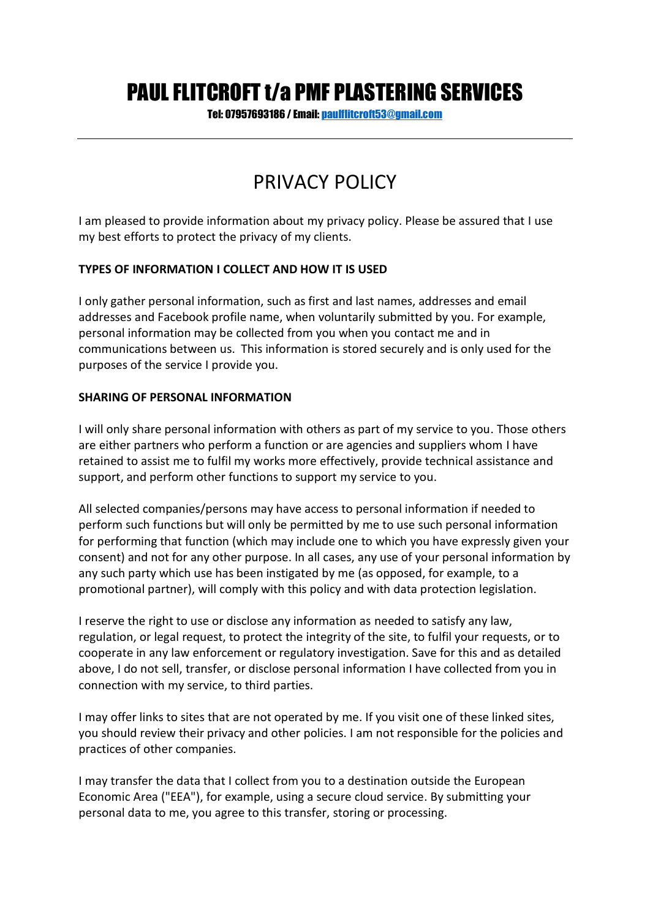# PAUL FLITCROFT t/a PMF PLASTERING SERVICES

Tel: 07957693186 / Email: [paulflitcroft53@gmail.com](mailto:paulflitcroft53@gmail.com)

---

## PRIVACY POLICY

I am pleased to provide information about my privacy policy. Please be assured that I use my best efforts to protect the privacy of my clients.

**TYPES OF INFORMATION I COLLECT AND HOW IT IS USED**

I only gather personal information, such as first and last names, addresses and email addresses and Facebook profile name, when voluntarily submitted by you. For example, personal information may be collected from you when you contact me and in communications between us. This information is stored securely and is only used for the purposes of the service I provide you.

**SHARING OF PERSONAL INFORMATION**

I will only share personal information with others as part of my service to you. Those others are either partners who perform a function or are agencies and suppliers whom I have retained to assist me to fulfil my works more effectively, provide technical assistance and support, and perform other functions to support my service to you.

All selected companies/persons may have access to personal information if needed to perform such functions but will only be permitted by me to use such personal information for performing that function (which may include one to which you have expressly given your consent) and not for any other purpose. In all cases, any use of your personal information by any such party which use has been instigated by me (as opposed, for example, to a promotional partner), will comply with this policy and with data protection legislation.

I reserve the right to use or disclose any information as needed to satisfy any law, regulation, or legal request, to protect the integrity of the site, to fulfil your requests, or to cooperate in any law enforcement or regulatory investigation. Save for this and as detailed above, I do not sell, transfer, or disclose personal information I have collected from you in connection with my service, to third parties.

I may offer links to sites that are not operated by me. If you visit one of these linked sites, you should review their privacy and other policies. I am not responsible for the policies and practices of other companies.

I may transfer the data that I collect from you to a destination outside the European Economic Area ("EEA"), for example, using a secure cloud service. By submitting your personal data to me, you agree to this transfer, storing or processing.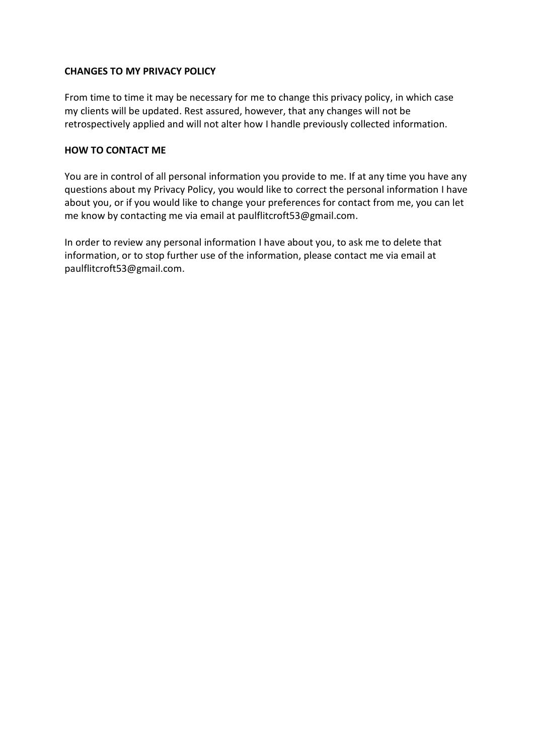**CHANGES TO MY PRIVACY POLICY**

From time to time it may be necessary for me to change this privacy policy, in which case my clients will be updated. Rest assured, however, that any changes will not be retrospectively applied and will not alter how I handle previously collected information.

**HOW TO CONTACT ME**

You are in control of all personal information you provide to me. If at any time you have any questions about my Privacy Policy, you would like to correct the personal information I have about you, or if you would like to change your preferences for contact from me, you can let me know by contacting me via email at paulflitcroft53@gmail.com.

In order to review any personal information I have about you, to ask me to delete that information, or to stop further use of the information, please contact me via email at paulflitcroft53@gmail.com.